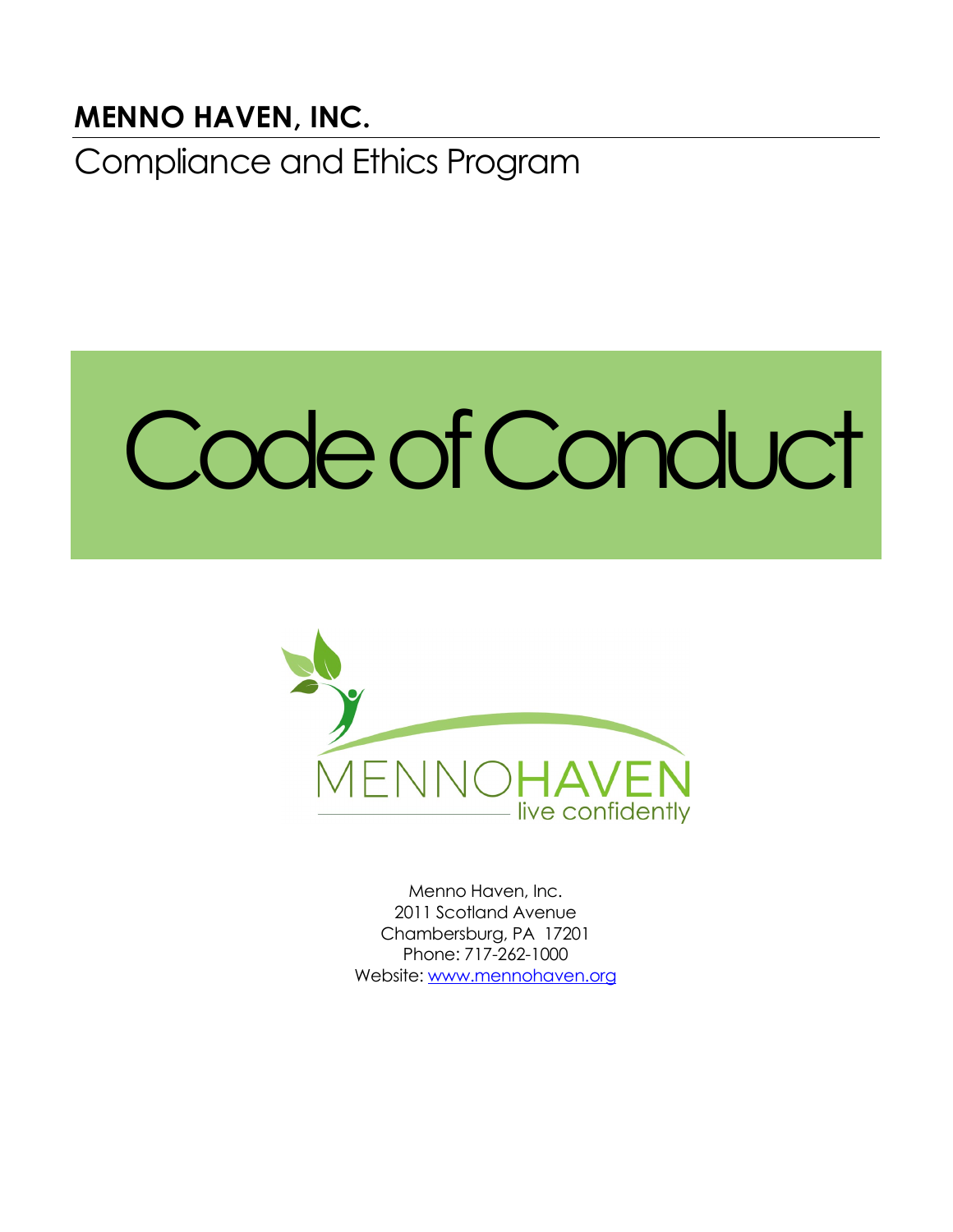**MENNO HAVEN, INC.**

Compliance and Ethics Program

# Code of Conduct

MENNOHAVEN
live confidently

Menno Haven, Inc.
2011 Scotland Avenue
Chambersburg, PA 17201
Phone: 717-262-1000
Website: [www.mennohaven.org](http://www.mennohaven.org)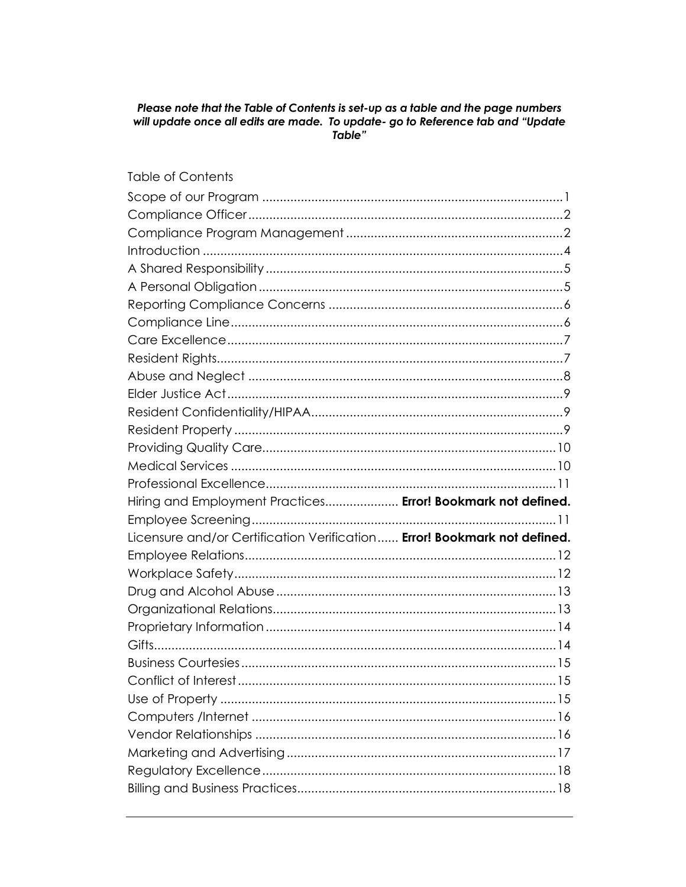***Please note that the Table of Contents is set-up as a table and the page numbers will update once all edits are made. To update- go to Reference tab and "Update Table"***

Table of Contents

| | |
|---|---|
| Scope of our Program | 1 |
| Compliance Officer | 2 |
| Compliance Program Management | 2 |
| Introduction | 4 |
| A Shared Responsibility | 5 |
| A Personal Obligation | 5 |
| Reporting Compliance Concerns | 6 |
| Compliance Line | 6 |
| Care Excellence | 7 |
| Resident Rights | 7 |
| Abuse and Neglect | 8 |
| Elder Justice Act | 9 |
| Resident Confidentiality/HIPAA | 9 |
| Resident Property | 9 |
| Providing Quality Care | 10 |
| Medical Services | 10 |
| Professional Excellence | 11 |
| Hiring and Employment Practices | **Error! Bookmark not defined.** |
| Employee Screening | 11 |
| Licensure and/or Certification Verification | **Error! Bookmark not defined.** |
| Employee Relations | 12 |
| Workplace Safety | 12 |
| Drug and Alcohol Abuse | 13 |
| Organizational Relations | 13 |
| Proprietary Information | 14 |
| Gifts | 14 |
| Business Courtesies | 15 |
| Conflict of Interest | 15 |
| Use of Property | 15 |
| Computers /Internet | 16 |
| Vendor Relationships | 16 |
| Marketing and Advertising | 17 |
| Regulatory Excellence | 18 |
| Billing and Business Practices | 18 |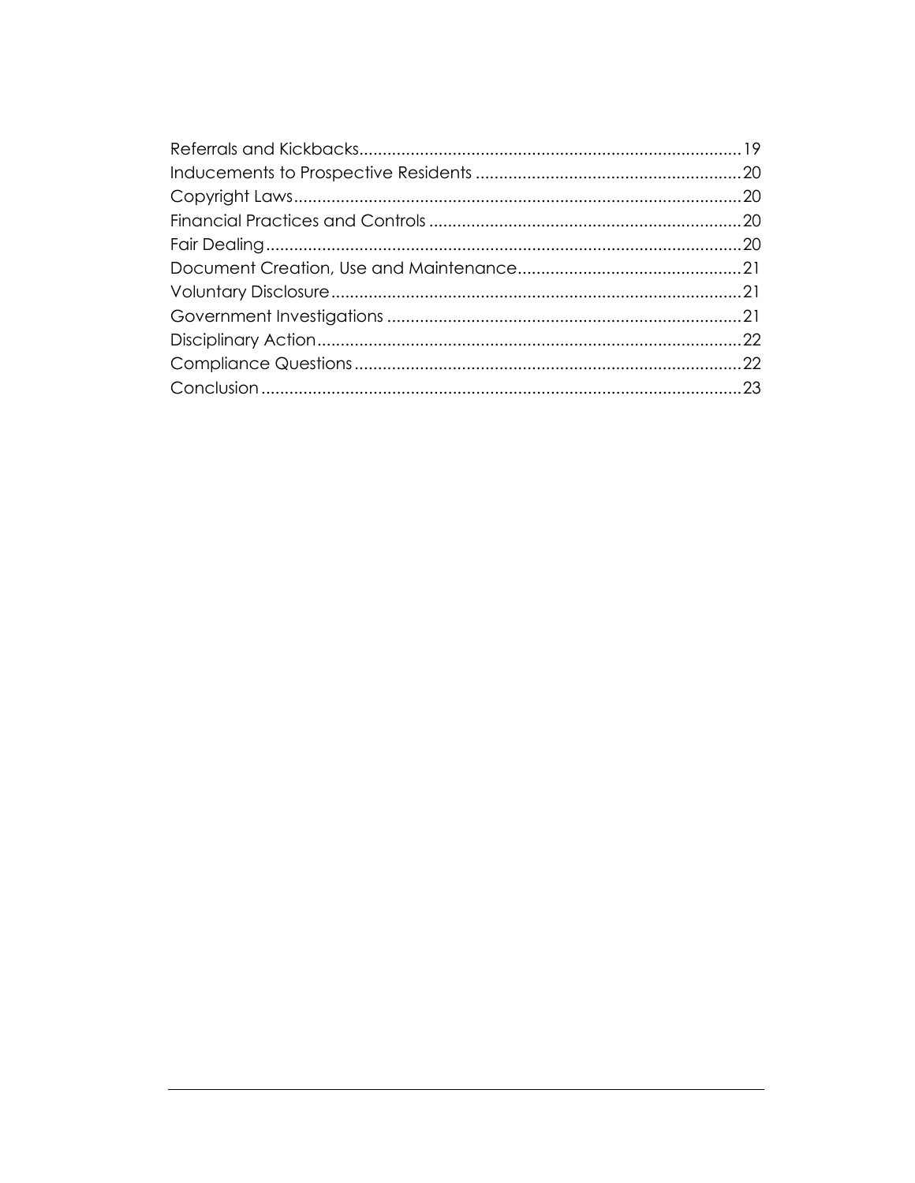Referrals and Kickbacks....................................................................................19
Inducements to Prospective Residents ........................................................20
Copyright Laws...............................................................................................20
Financial Practices and Controls ...................................................................20
Fair Dealing......................................................................................................20
Document Creation, Use and Maintenance...............................................21
Voluntary Disclosure........................................................................................21
Government Investigations ...........................................................................21
Disciplinary Action...........................................................................................22
Compliance Questions..................................................................................22
Conclusion.......................................................................................................23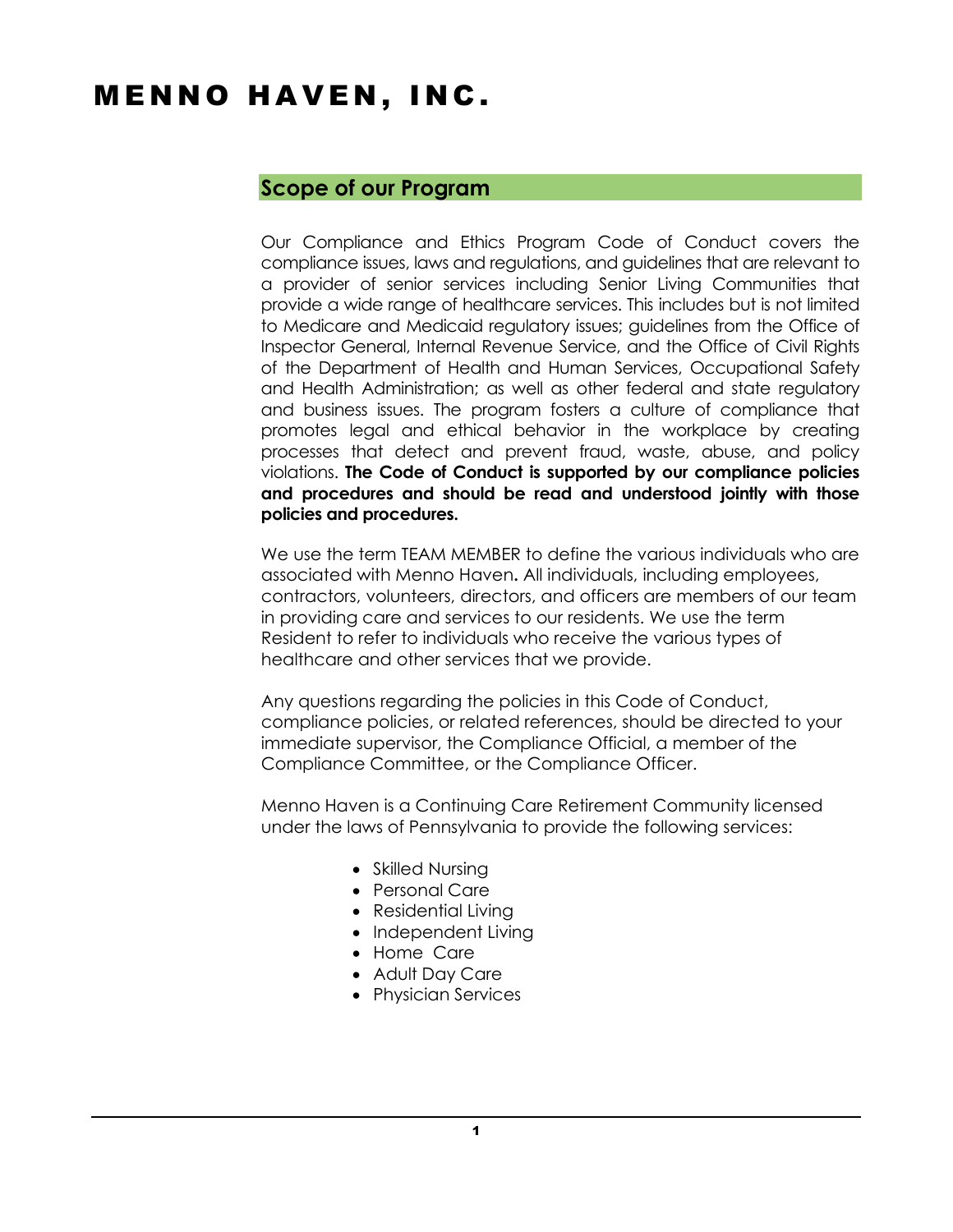# MENNO HAVEN, INC.

## Scope of our Program

Our Compliance and Ethics Program Code of Conduct covers the compliance issues, laws and regulations, and guidelines that are relevant to a provider of senior services including Senior Living Communities that provide a wide range of healthcare services. This includes but is not limited to Medicare and Medicaid regulatory issues; guidelines from the Office of Inspector General, Internal Revenue Service, and the Office of Civil Rights of the Department of Health and Human Services, Occupational Safety and Health Administration; as well as other federal and state regulatory and business issues. The program fosters a culture of compliance that promotes legal and ethical behavior in the workplace by creating processes that detect and prevent fraud, waste, abuse, and policy violations. **The Code of Conduct is supported by our compliance policies and procedures and should be read and understood jointly with those policies and procedures.**

We use the term TEAM MEMBER to define the various individuals who are associated with Menno Haven**.** All individuals, including employees, contractors, volunteers, directors, and officers are members of our team in providing care and services to our residents. We use the term Resident to refer to individuals who receive the various types of healthcare and other services that we provide.

Any questions regarding the policies in this Code of Conduct, compliance policies, or related references, should be directed to your immediate supervisor, the Compliance Official, a member of the Compliance Committee, or the Compliance Officer.

Menno Haven is a Continuing Care Retirement Community licensed under the laws of Pennsylvania to provide the following services:

- Skilled Nursing
- Personal Care
- Residential Living
- Independent Living
- Home Care
- Adult Day Care
- Physician Services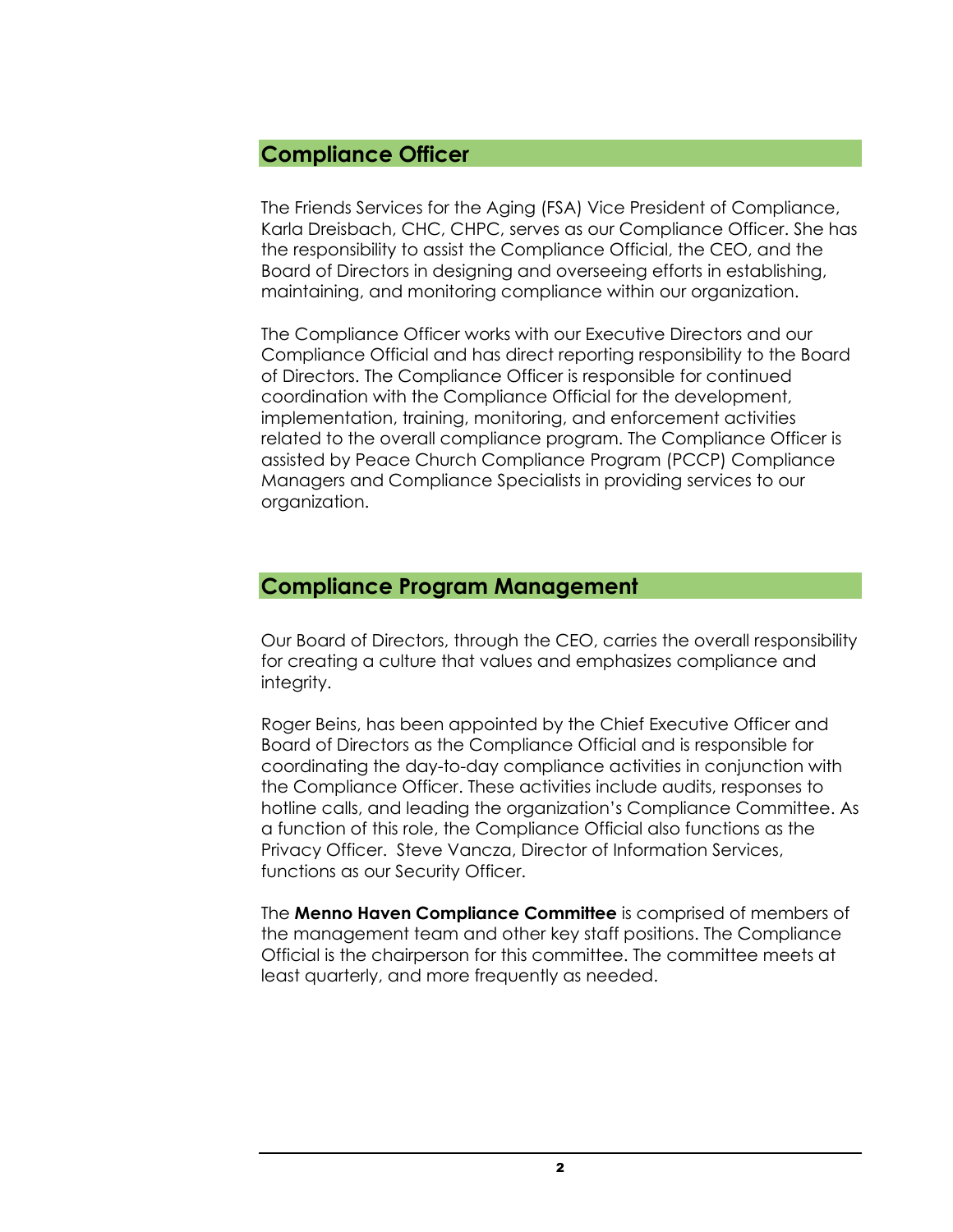## Compliance Officer

The Friends Services for the Aging (FSA) Vice President of Compliance, Karla Dreisbach, CHC, CHPC, serves as our Compliance Officer. She has the responsibility to assist the Compliance Official, the CEO, and the Board of Directors in designing and overseeing efforts in establishing, maintaining, and monitoring compliance within our organization.

The Compliance Officer works with our Executive Directors and our Compliance Official and has direct reporting responsibility to the Board of Directors. The Compliance Officer is responsible for continued coordination with the Compliance Official for the development, implementation, training, monitoring, and enforcement activities related to the overall compliance program. The Compliance Officer is assisted by Peace Church Compliance Program (PCCP) Compliance Managers and Compliance Specialists in providing services to our organization.

## Compliance Program Management

Our Board of Directors, through the CEO, carries the overall responsibility for creating a culture that values and emphasizes compliance and integrity.

Roger Beins, has been appointed by the Chief Executive Officer and Board of Directors as the Compliance Official and is responsible for coordinating the day-to-day compliance activities in conjunction with the Compliance Officer. These activities include audits, responses to hotline calls, and leading the organization's Compliance Committee. As a function of this role, the Compliance Official also functions as the Privacy Officer. Steve Vancza, Director of Information Services, functions as our Security Officer.

The **Menno Haven Compliance Committee** is comprised of members of the management team and other key staff positions. The Compliance Official is the chairperson for this committee. The committee meets at least quarterly, and more frequently as needed.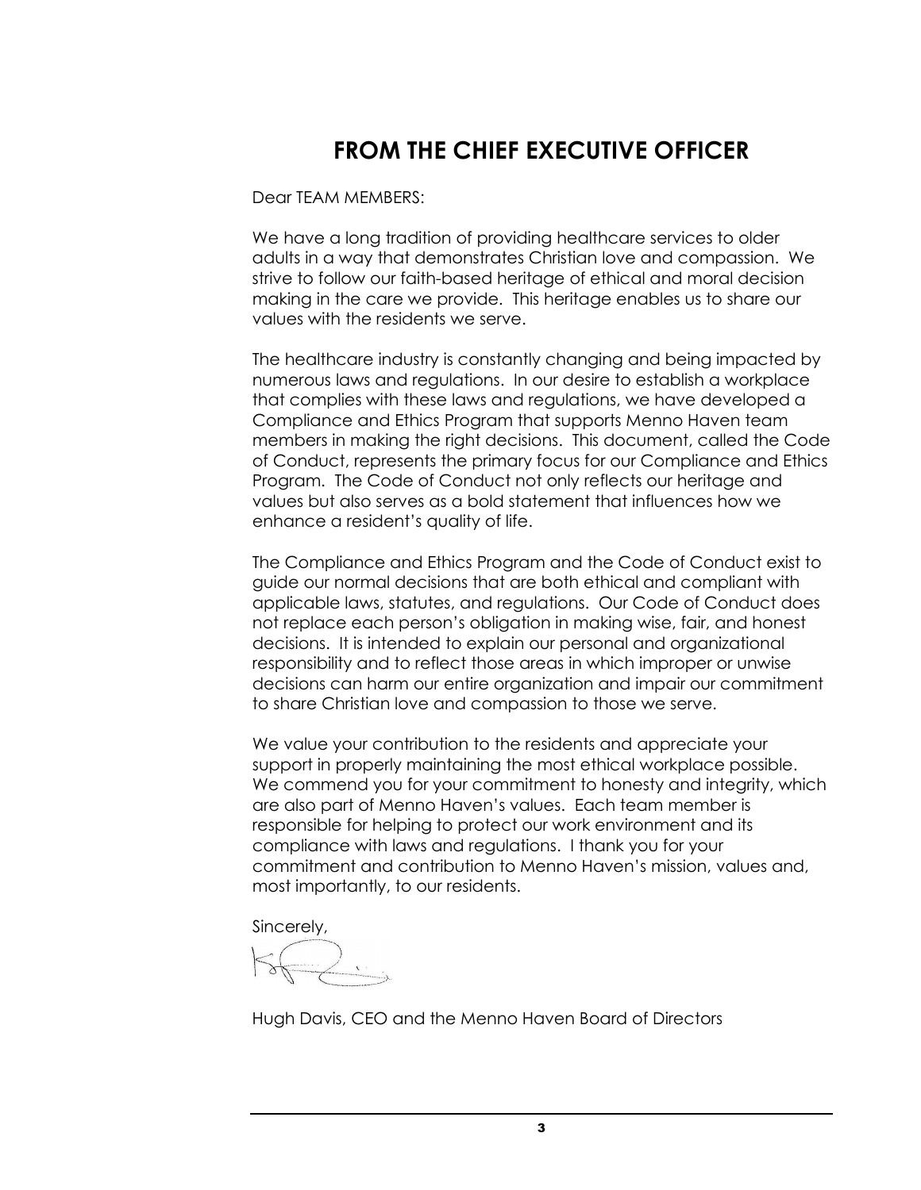# FROM THE CHIEF EXECUTIVE OFFICER

Dear TEAM MEMBERS:

We have a long tradition of providing healthcare services to older adults in a way that demonstrates Christian love and compassion. We strive to follow our faith-based heritage of ethical and moral decision making in the care we provide. This heritage enables us to share our values with the residents we serve.

The healthcare industry is constantly changing and being impacted by numerous laws and regulations. In our desire to establish a workplace that complies with these laws and regulations, we have developed a Compliance and Ethics Program that supports Menno Haven team members in making the right decisions. This document, called the Code of Conduct, represents the primary focus for our Compliance and Ethics Program. The Code of Conduct not only reflects our heritage and values but also serves as a bold statement that influences how we enhance a resident's quality of life.

The Compliance and Ethics Program and the Code of Conduct exist to guide our normal decisions that are both ethical and compliant with applicable laws, statutes, and regulations. Our Code of Conduct does not replace each person's obligation in making wise, fair, and honest decisions. It is intended to explain our personal and organizational responsibility and to reflect those areas in which improper or unwise decisions can harm our entire organization and impair our commitment to share Christian love and compassion to those we serve.

We value your contribution to the residents and appreciate your support in properly maintaining the most ethical workplace possible. We commend you for your commitment to honesty and integrity, which are also part of Menno Haven's values. Each team member is responsible for helping to protect our work environment and its compliance with laws and regulations. I thank you for your commitment and contribution to Menno Haven's mission, values and, most importantly, to our residents.

Sincerely,

Hugh Davis, CEO and the Menno Haven Board of Directors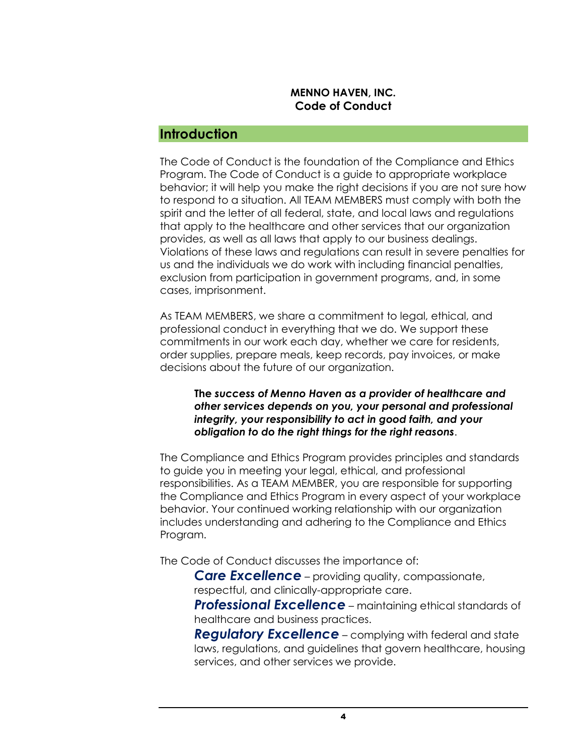**MENNO HAVEN, INC.**
**Code of Conduct**

## Introduction

The Code of Conduct is the foundation of the Compliance and Ethics Program. The Code of Conduct is a guide to appropriate workplace behavior; it will help you make the right decisions if you are not sure how to respond to a situation. All TEAM MEMBERS must comply with both the spirit and the letter of all federal, state, and local laws and regulations that apply to the healthcare and other services that our organization provides, as well as all laws that apply to our business dealings. Violations of these laws and regulations can result in severe penalties for us and the individuals we do work with including financial penalties, exclusion from participation in government programs, and, in some cases, imprisonment.

As TEAM MEMBERS, we share a commitment to legal, ethical, and professional conduct in everything that we do. We support these commitments in our work each day, whether we care for residents, order supplies, prepare meals, keep records, pay invoices, or make decisions about the future of our organization.

> **The *success of Menno Haven as a provider of healthcare and other services depends on you, your personal and professional integrity, your responsibility to act in good faith, and your obligation to do the right things for the right reasons***.

The Compliance and Ethics Program provides principles and standards to guide you in meeting your legal, ethical, and professional responsibilities. As a TEAM MEMBER, you are responsible for supporting the Compliance and Ethics Program in every aspect of your workplace behavior. Your continued working relationship with our organization includes understanding and adhering to the Compliance and Ethics Program.

The Code of Conduct discusses the importance of:

***Care Excellence*** – providing quality, compassionate, respectful, and clinically-appropriate care.

***Professional Excellence*** – maintaining ethical standards of healthcare and business practices.

***Regulatory Excellence*** – complying with federal and state laws, regulations, and guidelines that govern healthcare, housing services, and other services we provide.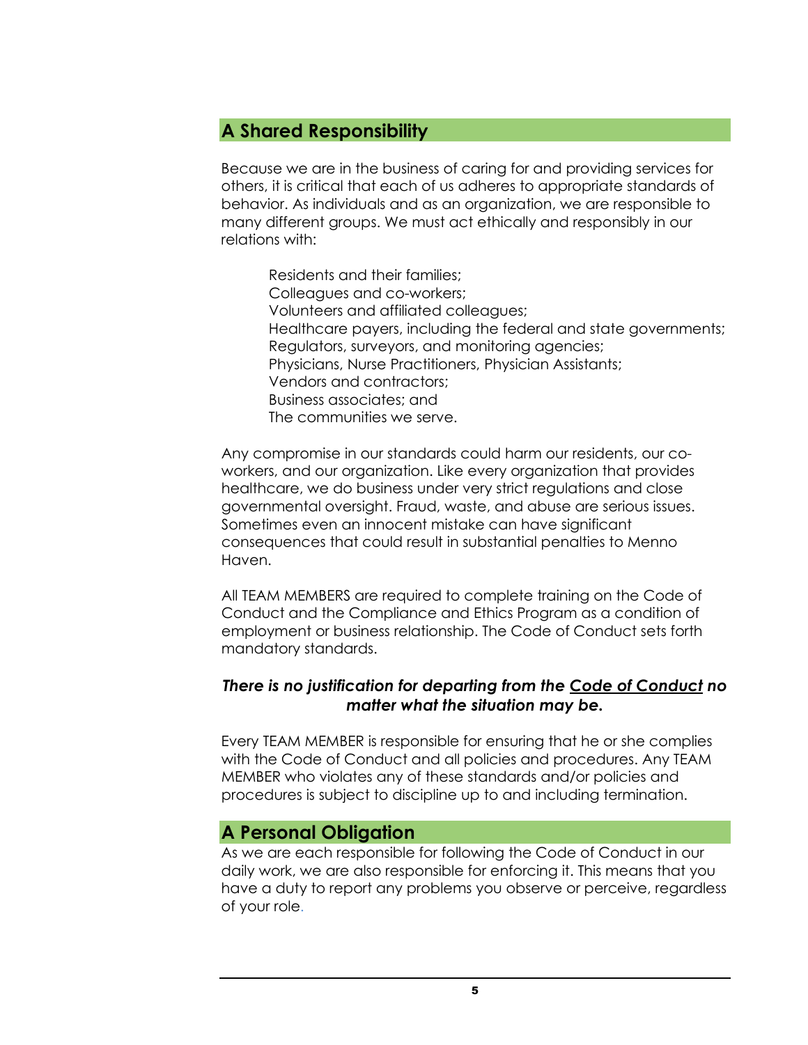## A Shared Responsibility

Because we are in the business of caring for and providing services for others, it is critical that each of us adheres to appropriate standards of behavior. As individuals and as an organization, we are responsible to many different groups. We must act ethically and responsibly in our relations with:

- Residents and their families;
- Colleagues and co-workers;
- Volunteers and affiliated colleagues;
- Healthcare payers, including the federal and state governments;
- Regulators, surveyors, and monitoring agencies;
- Physicians, Nurse Practitioners, Physician Assistants;
- Vendors and contractors;
- Business associates; and
- The communities we serve.

Any compromise in our standards could harm our residents, our co-workers, and our organization. Like every organization that provides healthcare, we do business under very strict regulations and close governmental oversight. Fraud, waste, and abuse are serious issues. Sometimes even an innocent mistake can have significant consequences that could result in substantial penalties to Menno Haven.

All TEAM MEMBERS are required to complete training on the Code of Conduct and the Compliance and Ethics Program as a condition of employment or business relationship. The Code of Conduct sets forth mandatory standards.

***There is no justification for departing from the <u>Code of Conduct</u> no matter what the situation may be.***

Every TEAM MEMBER is responsible for ensuring that he or she complies with the Code of Conduct and all policies and procedures. Any TEAM MEMBER who violates any of these standards and/or policies and procedures is subject to discipline up to and including termination.

## A Personal Obligation

As we are each responsible for following the Code of Conduct in our daily work, we are also responsible for enforcing it. This means that you have a duty to report any problems you observe or perceive, regardless of your role.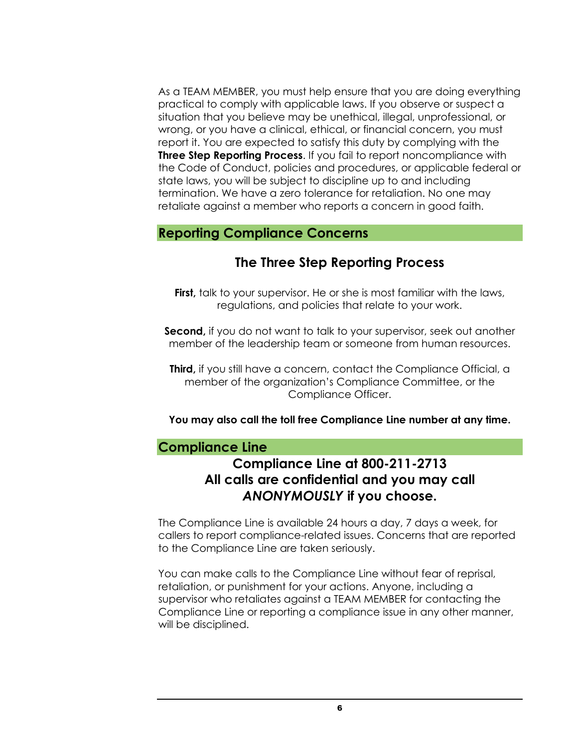As a TEAM MEMBER, you must help ensure that you are doing everything practical to comply with applicable laws. If you observe or suspect a situation that you believe may be unethical, illegal, unprofessional, or wrong, or you have a clinical, ethical, or financial concern, you must report it. You are expected to satisfy this duty by complying with the **Three Step Reporting Process**. If you fail to report noncompliance with the Code of Conduct, policies and procedures, or applicable federal or state laws, you will be subject to discipline up to and including termination. We have a zero tolerance for retaliation. No one may retaliate against a member who reports a concern in good faith.

## Reporting Compliance Concerns

### The Three Step Reporting Process

**First,** talk to your supervisor. He or she is most familiar with the laws, regulations, and policies that relate to your work.

**Second,** if you do not want to talk to your supervisor, seek out another member of the leadership team or someone from human resources.

**Third,** if you still have a concern, contact the Compliance Official, a member of the organization's Compliance Committee, or the Compliance Officer.

**You may also call the toll free Compliance Line number at any time.**

## Compliance Line

### Compliance Line at 800-211-2713
### All calls are confidential and you may call *ANONYMOUSLY* if you choose.

The Compliance Line is available 24 hours a day, 7 days a week, for callers to report compliance-related issues. Concerns that are reported to the Compliance Line are taken seriously.

You can make calls to the Compliance Line without fear of reprisal, retaliation, or punishment for your actions. Anyone, including a supervisor who retaliates against a TEAM MEMBER for contacting the Compliance Line or reporting a compliance issue in any other manner, will be disciplined.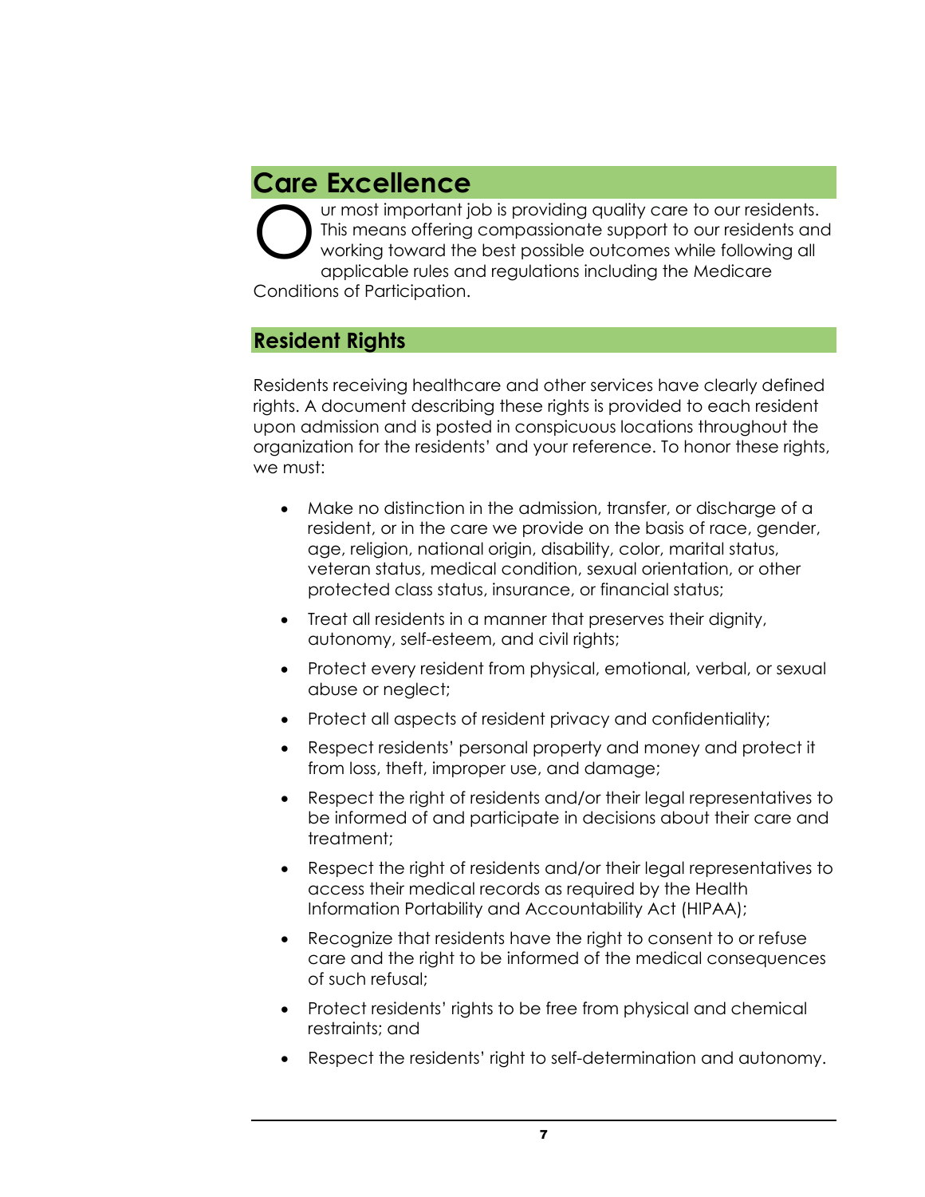# Care Excellence

Our most important job is providing quality care to our residents. This means offering compassionate support to our residents and working toward the best possible outcomes while following all applicable rules and regulations including the Medicare Conditions of Participation.

## Resident Rights

Residents receiving healthcare and other services have clearly defined rights. A document describing these rights is provided to each resident upon admission and is posted in conspicuous locations throughout the organization for the residents' and your reference. To honor these rights, we must:

- Make no distinction in the admission, transfer, or discharge of a resident, or in the care we provide on the basis of race, gender, age, religion, national origin, disability, color, marital status, veteran status, medical condition, sexual orientation, or other protected class status, insurance, or financial status;
- Treat all residents in a manner that preserves their dignity, autonomy, self-esteem, and civil rights;
- Protect every resident from physical, emotional, verbal, or sexual abuse or neglect;
- Protect all aspects of resident privacy and confidentiality;
- Respect residents' personal property and money and protect it from loss, theft, improper use, and damage;
- Respect the right of residents and/or their legal representatives to be informed of and participate in decisions about their care and treatment;
- Respect the right of residents and/or their legal representatives to access their medical records as required by the Health Information Portability and Accountability Act (HIPAA);
- Recognize that residents have the right to consent to or refuse care and the right to be informed of the medical consequences of such refusal;
- Protect residents' rights to be free from physical and chemical restraints; and
- Respect the residents' right to self-determination and autonomy.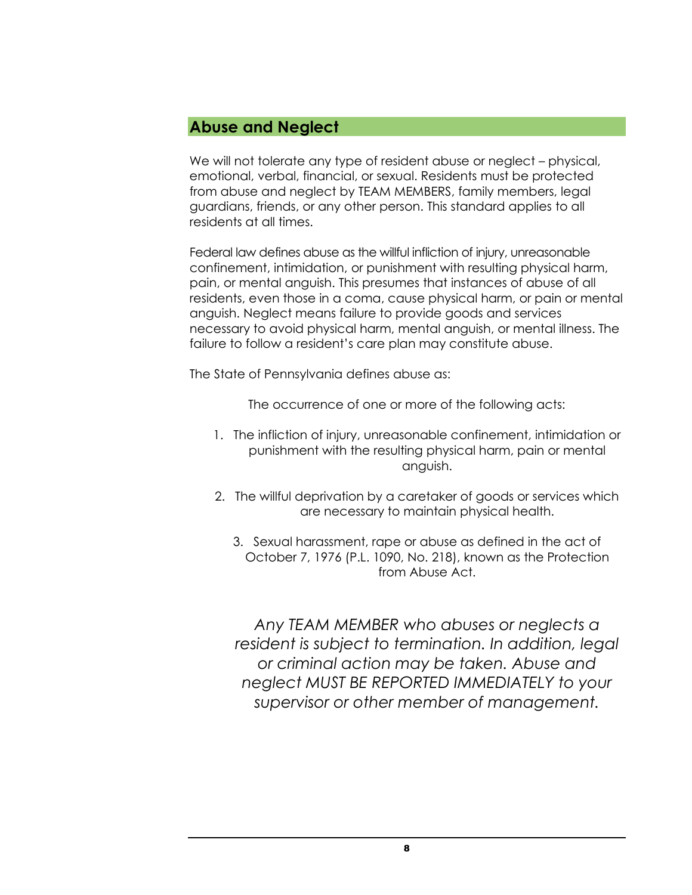## Abuse and Neglect

We will not tolerate any type of resident abuse or neglect – physical, emotional, verbal, financial, or sexual. Residents must be protected from abuse and neglect by TEAM MEMBERS, family members, legal guardians, friends, or any other person. This standard applies to all residents at all times.

Federal law defines abuse as the willful infliction of injury, unreasonable confinement, intimidation, or punishment with resulting physical harm, pain, or mental anguish. This presumes that instances of abuse of all residents, even those in a coma, cause physical harm, or pain or mental anguish. Neglect means failure to provide goods and services necessary to avoid physical harm, mental anguish, or mental illness. The failure to follow a resident's care plan may constitute abuse.

The State of Pennsylvania defines abuse as:

The occurrence of one or more of the following acts:

1. The infliction of injury, unreasonable confinement, intimidation or punishment with the resulting physical harm, pain or mental anguish.
2. The willful deprivation by a caretaker of goods or services which are necessary to maintain physical health.
3. Sexual harassment, rape or abuse as defined in the act of October 7, 1976 (P.L. 1090, No. 218), known as the Protection from Abuse Act.

*Any TEAM MEMBER who abuses or neglects a resident is subject to termination. In addition, legal or criminal action may be taken. Abuse and neglect MUST BE REPORTED IMMEDIATELY to your supervisor or other member of management.*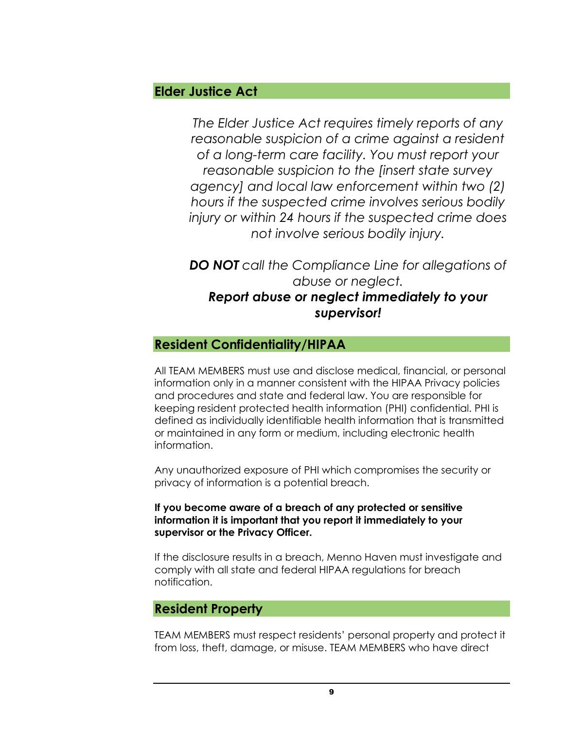## Elder Justice Act

*The Elder Justice Act requires timely reports of any reasonable suspicion of a crime against a resident of a long-term care facility. You must report your reasonable suspicion to the [insert state survey agency] and local law enforcement within two (2) hours if the suspected crime involves serious bodily injury or within 24 hours if the suspected crime does not involve serious bodily injury.*

***DO NOT*** *call the Compliance Line for allegations of abuse or neglect.*
***Report abuse or neglect immediately to your supervisor!***

## Resident Confidentiality/HIPAA

All TEAM MEMBERS must use and disclose medical, financial, or personal information only in a manner consistent with the HIPAA Privacy policies and procedures and state and federal law. You are responsible for keeping resident protected health information (PHI) confidential. PHI is defined as individually identifiable health information that is transmitted or maintained in any form or medium, including electronic health information.

Any unauthorized exposure of PHI which compromises the security or privacy of information is a potential breach.

**If you become aware of a breach of any protected or sensitive information it is important that you report it immediately to your supervisor or the Privacy Officer.**

If the disclosure results in a breach, Menno Haven must investigate and comply with all state and federal HIPAA regulations for breach notification.

## Resident Property

TEAM MEMBERS must respect residents' personal property and protect it from loss, theft, damage, or misuse. TEAM MEMBERS who have direct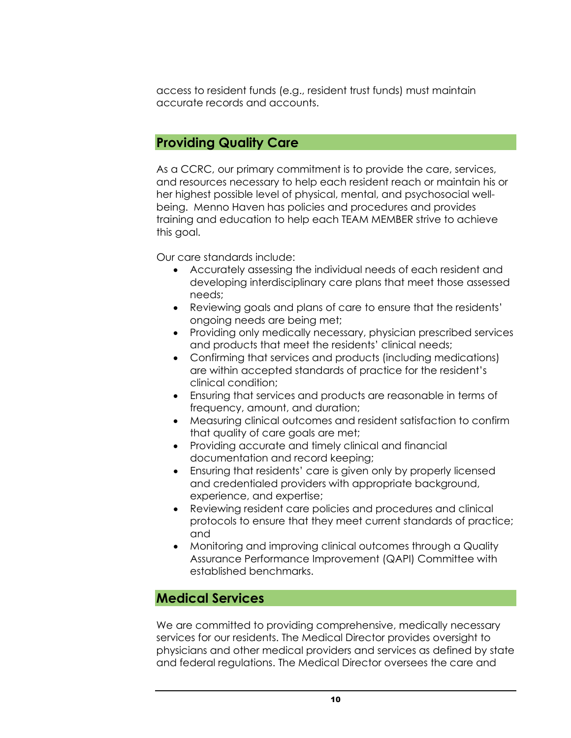access to resident funds (e.g., resident trust funds) must maintain accurate records and accounts.

## Providing Quality Care

As a CCRC, our primary commitment is to provide the care, services, and resources necessary to help each resident reach or maintain his or her highest possible level of physical, mental, and psychosocial well-being. Menno Haven has policies and procedures and provides training and education to help each TEAM MEMBER strive to achieve this goal.

Our care standards include:

- Accurately assessing the individual needs of each resident and developing interdisciplinary care plans that meet those assessed needs;
- Reviewing goals and plans of care to ensure that the residents' ongoing needs are being met;
- Providing only medically necessary, physician prescribed services and products that meet the residents' clinical needs;
- Confirming that services and products (including medications) are within accepted standards of practice for the resident's clinical condition;
- Ensuring that services and products are reasonable in terms of frequency, amount, and duration;
- Measuring clinical outcomes and resident satisfaction to confirm that quality of care goals are met;
- Providing accurate and timely clinical and financial documentation and record keeping;
- Ensuring that residents' care is given only by properly licensed and credentialed providers with appropriate background, experience, and expertise;
- Reviewing resident care policies and procedures and clinical protocols to ensure that they meet current standards of practice; and
- Monitoring and improving clinical outcomes through a Quality Assurance Performance Improvement (QAPI) Committee with established benchmarks.

## Medical Services

We are committed to providing comprehensive, medically necessary services for our residents. The Medical Director provides oversight to physicians and other medical providers and services as defined by state and federal regulations. The Medical Director oversees the care and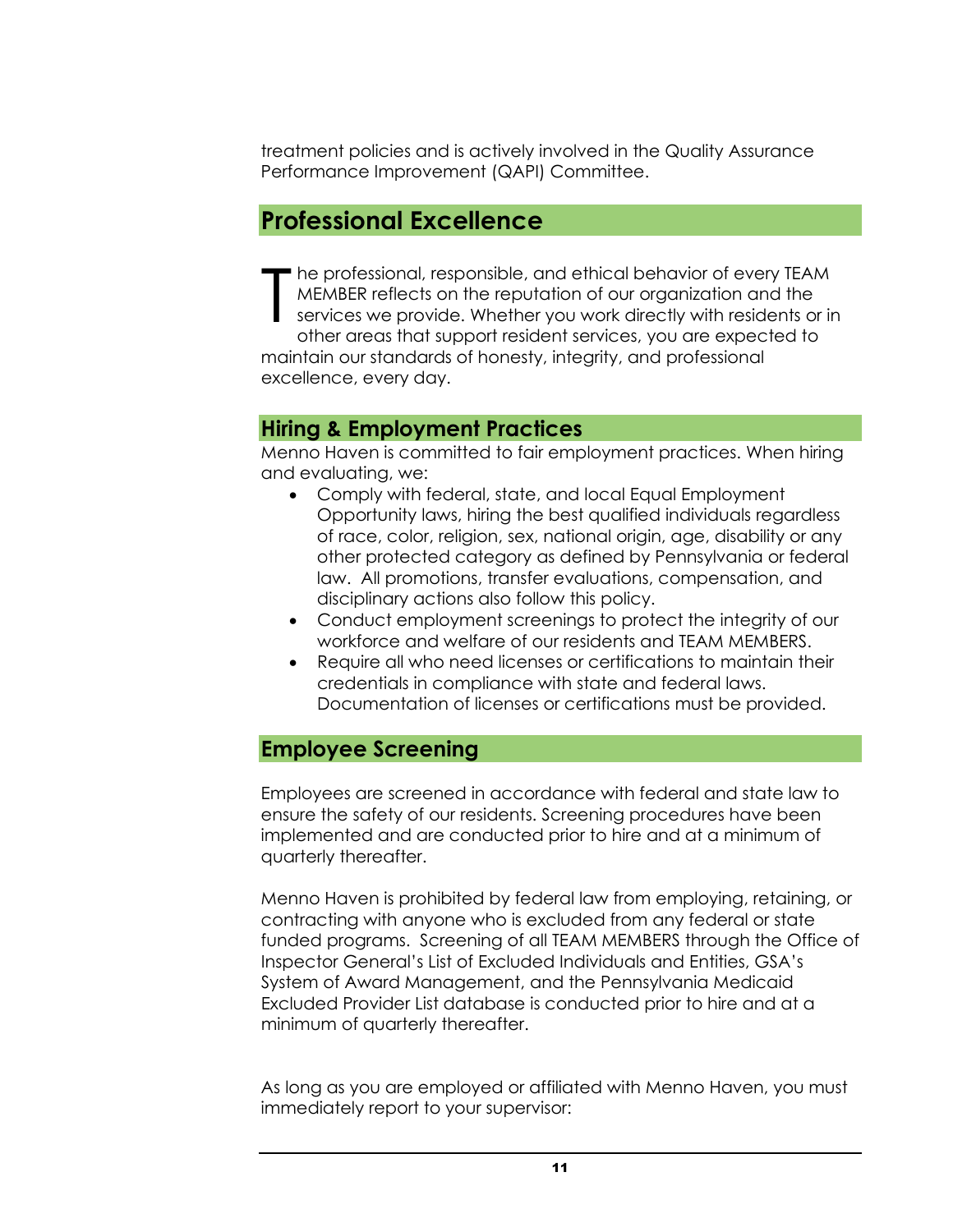treatment policies and is actively involved in the Quality Assurance Performance Improvement (QAPI) Committee.

## Professional Excellence

The professional, responsible, and ethical behavior of every TEAM MEMBER reflects on the reputation of our organization and the services we provide. Whether you work directly with residents or in other areas that support resident services, you are expected to maintain our standards of honesty, integrity, and professional excellence, every day.

### Hiring & Employment Practices

Menno Haven is committed to fair employment practices. When hiring and evaluating, we:

- Comply with federal, state, and local Equal Employment Opportunity laws, hiring the best qualified individuals regardless of race, color, religion, sex, national origin, age, disability or any other protected category as defined by Pennsylvania or federal law. All promotions, transfer evaluations, compensation, and disciplinary actions also follow this policy.
- Conduct employment screenings to protect the integrity of our workforce and welfare of our residents and TEAM MEMBERS.
- Require all who need licenses or certifications to maintain their credentials in compliance with state and federal laws. Documentation of licenses or certifications must be provided.

### Employee Screening

Employees are screened in accordance with federal and state law to ensure the safety of our residents. Screening procedures have been implemented and are conducted prior to hire and at a minimum of quarterly thereafter.

Menno Haven is prohibited by federal law from employing, retaining, or contracting with anyone who is excluded from any federal or state funded programs. Screening of all TEAM MEMBERS through the Office of Inspector General's List of Excluded Individuals and Entities, GSA's System of Award Management, and the Pennsylvania Medicaid Excluded Provider List database is conducted prior to hire and at a minimum of quarterly thereafter.

As long as you are employed or affiliated with Menno Haven, you must immediately report to your supervisor: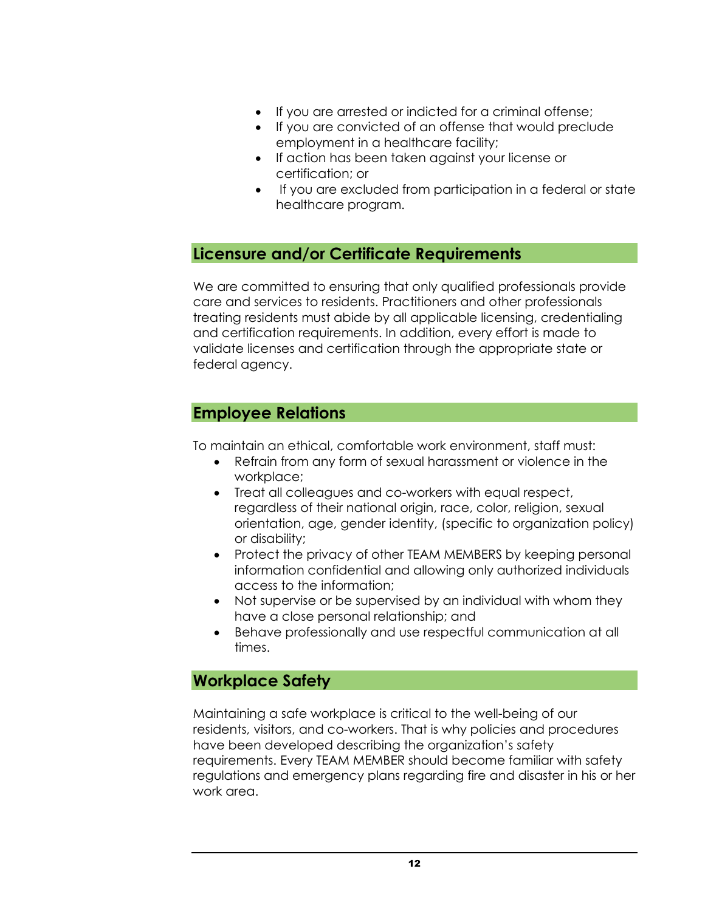- If you are arrested or indicted for a criminal offense;
- If you are convicted of an offense that would preclude employment in a healthcare facility;
- If action has been taken against your license or certification; or
- If you are excluded from participation in a federal or state healthcare program.

## Licensure and/or Certificate Requirements

We are committed to ensuring that only qualified professionals provide care and services to residents. Practitioners and other professionals treating residents must abide by all applicable licensing, credentialing and certification requirements. In addition, every effort is made to validate licenses and certification through the appropriate state or federal agency.

## Employee Relations

To maintain an ethical, comfortable work environment, staff must:

- Refrain from any form of sexual harassment or violence in the workplace;
- Treat all colleagues and co-workers with equal respect, regardless of their national origin, race, color, religion, sexual orientation, age, gender identity, (specific to organization policy) or disability;
- Protect the privacy of other TEAM MEMBERS by keeping personal information confidential and allowing only authorized individuals access to the information;
- Not supervise or be supervised by an individual with whom they have a close personal relationship; and
- Behave professionally and use respectful communication at all times.

## Workplace Safety

Maintaining a safe workplace is critical to the well-being of our residents, visitors, and co-workers. That is why policies and procedures have been developed describing the organization's safety requirements. Every TEAM MEMBER should become familiar with safety regulations and emergency plans regarding fire and disaster in his or her work area.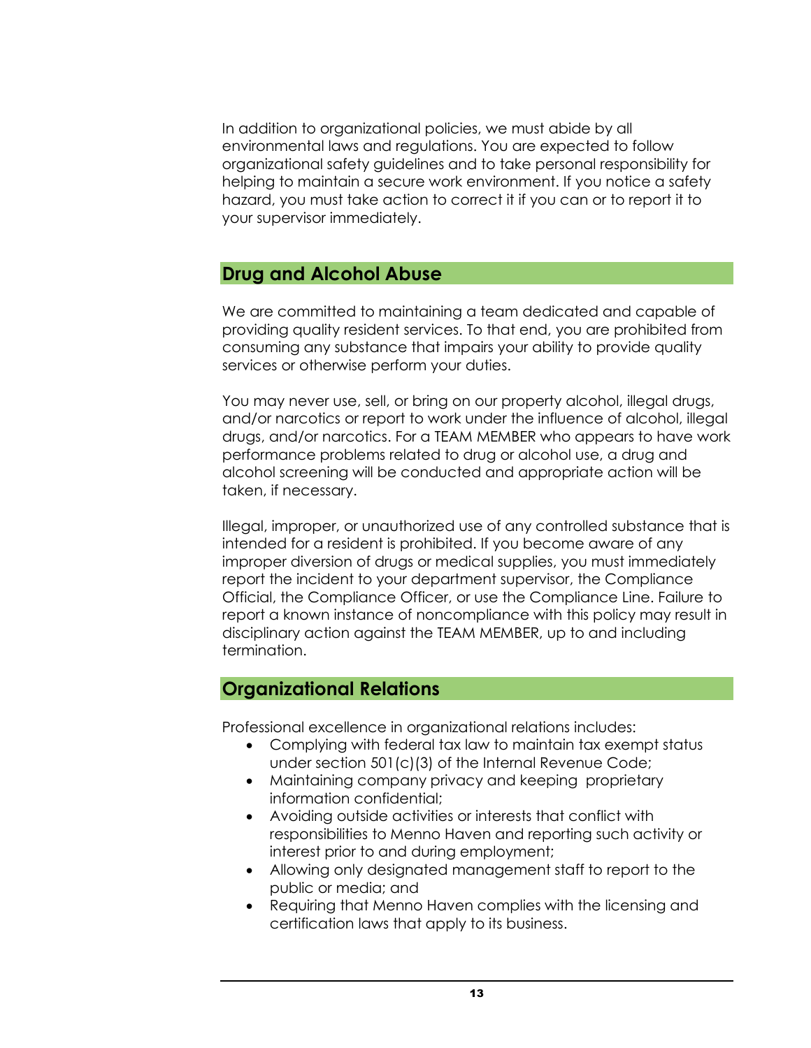In addition to organizational policies, we must abide by all environmental laws and regulations. You are expected to follow organizational safety guidelines and to take personal responsibility for helping to maintain a secure work environment. If you notice a safety hazard, you must take action to correct it if you can or to report it to your supervisor immediately.

## Drug and Alcohol Abuse

We are committed to maintaining a team dedicated and capable of providing quality resident services. To that end, you are prohibited from consuming any substance that impairs your ability to provide quality services or otherwise perform your duties.

You may never use, sell, or bring on our property alcohol, illegal drugs, and/or narcotics or report to work under the influence of alcohol, illegal drugs, and/or narcotics. For a TEAM MEMBER who appears to have work performance problems related to drug or alcohol use, a drug and alcohol screening will be conducted and appropriate action will be taken, if necessary.

Illegal, improper, or unauthorized use of any controlled substance that is intended for a resident is prohibited. If you become aware of any improper diversion of drugs or medical supplies, you must immediately report the incident to your department supervisor, the Compliance Official, the Compliance Officer, or use the Compliance Line. Failure to report a known instance of noncompliance with this policy may result in disciplinary action against the TEAM MEMBER, up to and including termination.

## Organizational Relations

Professional excellence in organizational relations includes:

- Complying with federal tax law to maintain tax exempt status under section 501(c)(3) of the Internal Revenue Code;
- Maintaining company privacy and keeping proprietary information confidential;
- Avoiding outside activities or interests that conflict with responsibilities to Menno Haven and reporting such activity or interest prior to and during employment;
- Allowing only designated management staff to report to the public or media; and
- Requiring that Menno Haven complies with the licensing and certification laws that apply to its business.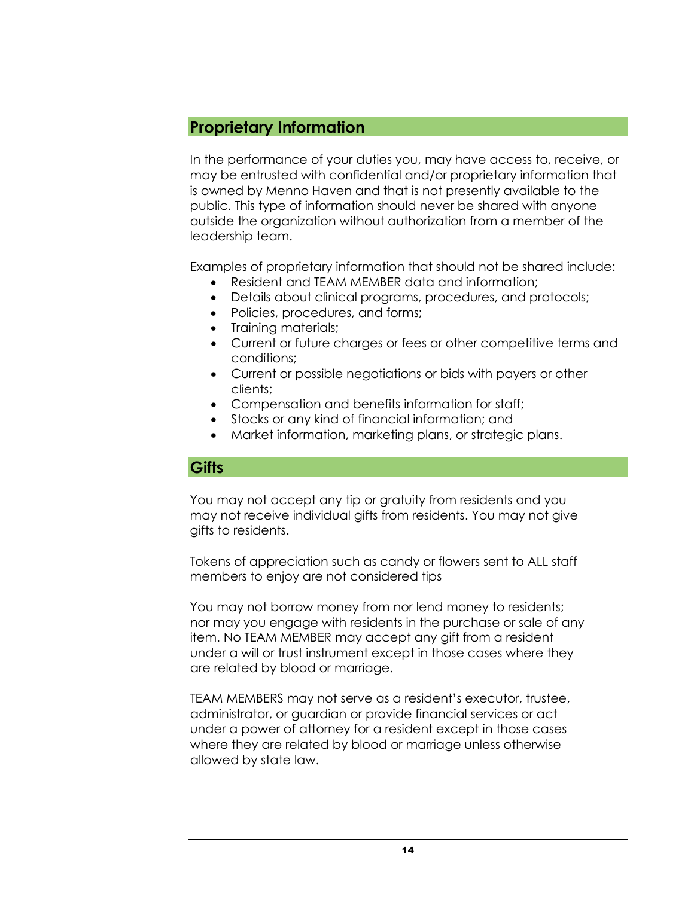## Proprietary Information

In the performance of your duties you, may have access to, receive, or may be entrusted with confidential and/or proprietary information that is owned by Menno Haven and that is not presently available to the public. This type of information should never be shared with anyone outside the organization without authorization from a member of the leadership team.

Examples of proprietary information that should not be shared include:

- Resident and TEAM MEMBER data and information;
- Details about clinical programs, procedures, and protocols;
- Policies, procedures, and forms;
- Training materials;
- Current or future charges or fees or other competitive terms and conditions;
- Current or possible negotiations or bids with payers or other clients;
- Compensation and benefits information for staff;
- Stocks or any kind of financial information; and
- Market information, marketing plans, or strategic plans.

## Gifts

You may not accept any tip or gratuity from residents and you may not receive individual gifts from residents. You may not give gifts to residents.

Tokens of appreciation such as candy or flowers sent to ALL staff members to enjoy are not considered tips

You may not borrow money from nor lend money to residents; nor may you engage with residents in the purchase or sale of any item. No TEAM MEMBER may accept any gift from a resident under a will or trust instrument except in those cases where they are related by blood or marriage.

TEAM MEMBERS may not serve as a resident's executor, trustee, administrator, or guardian or provide financial services or act under a power of attorney for a resident except in those cases where they are related by blood or marriage unless otherwise allowed by state law.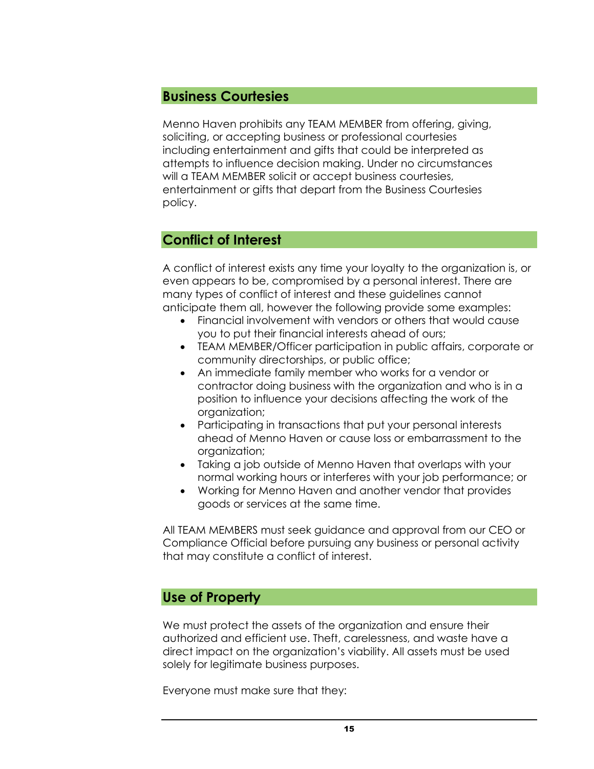## Business Courtesies

Menno Haven prohibits any TEAM MEMBER from offering, giving, soliciting, or accepting business or professional courtesies including entertainment and gifts that could be interpreted as attempts to influence decision making. Under no circumstances will a TEAM MEMBER solicit or accept business courtesies, entertainment or gifts that depart from the Business Courtesies policy.

## Conflict of Interest

A conflict of interest exists any time your loyalty to the organization is, or even appears to be, compromised by a personal interest. There are many types of conflict of interest and these guidelines cannot anticipate them all, however the following provide some examples:

- Financial involvement with vendors or others that would cause you to put their financial interests ahead of ours;
- TEAM MEMBER/Officer participation in public affairs, corporate or community directorships, or public office;
- An immediate family member who works for a vendor or contractor doing business with the organization and who is in a position to influence your decisions affecting the work of the organization;
- Participating in transactions that put your personal interests ahead of Menno Haven or cause loss or embarrassment to the organization;
- Taking a job outside of Menno Haven that overlaps with your normal working hours or interferes with your job performance; or
- Working for Menno Haven and another vendor that provides goods or services at the same time.

All TEAM MEMBERS must seek guidance and approval from our CEO or Compliance Official before pursuing any business or personal activity that may constitute a conflict of interest.

## Use of Property

We must protect the assets of the organization and ensure their authorized and efficient use. Theft, carelessness, and waste have a direct impact on the organization's viability. All assets must be used solely for legitimate business purposes.

Everyone must make sure that they: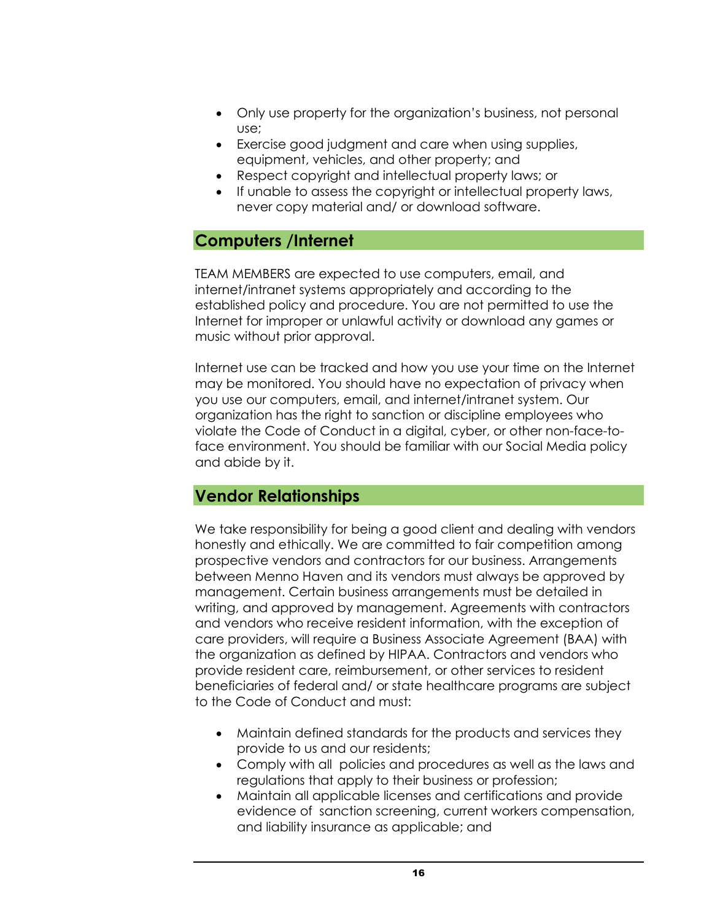- Only use property for the organization's business, not personal use;
- Exercise good judgment and care when using supplies, equipment, vehicles, and other property; and
- Respect copyright and intellectual property laws; or
- If unable to assess the copyright or intellectual property laws, never copy material and/ or download software.

## Computers /Internet

TEAM MEMBERS are expected to use computers, email, and internet/intranet systems appropriately and according to the established policy and procedure. You are not permitted to use the Internet for improper or unlawful activity or download any games or music without prior approval.

Internet use can be tracked and how you use your time on the Internet may be monitored. You should have no expectation of privacy when you use our computers, email, and internet/intranet system. Our organization has the right to sanction or discipline employees who violate the Code of Conduct in a digital, cyber, or other non-face-to-face environment. You should be familiar with our Social Media policy and abide by it.

## Vendor Relationships

We take responsibility for being a good client and dealing with vendors honestly and ethically. We are committed to fair competition among prospective vendors and contractors for our business. Arrangements between Menno Haven and its vendors must always be approved by management. Certain business arrangements must be detailed in writing, and approved by management. Agreements with contractors and vendors who receive resident information, with the exception of care providers, will require a Business Associate Agreement (BAA) with the organization as defined by HIPAA. Contractors and vendors who provide resident care, reimbursement, or other services to resident beneficiaries of federal and/ or state healthcare programs are subject to the Code of Conduct and must:

- Maintain defined standards for the products and services they provide to us and our residents;
- Comply with all policies and procedures as well as the laws and regulations that apply to their business or profession;
- Maintain all applicable licenses and certifications and provide evidence of sanction screening, current workers compensation, and liability insurance as applicable; and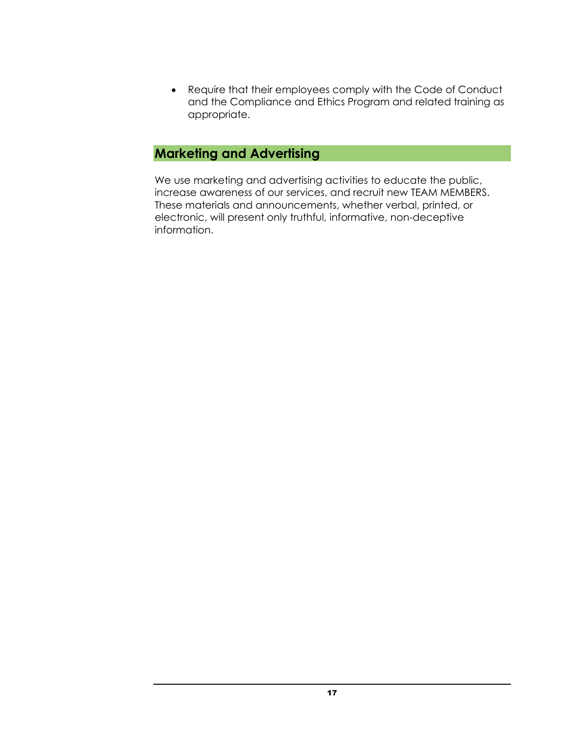- Require that their employees comply with the Code of Conduct and the Compliance and Ethics Program and related training as appropriate.

## Marketing and Advertising

We use marketing and advertising activities to educate the public, increase awareness of our services, and recruit new TEAM MEMBERS. These materials and announcements, whether verbal, printed, or electronic, will present only truthful, informative, non-deceptive information.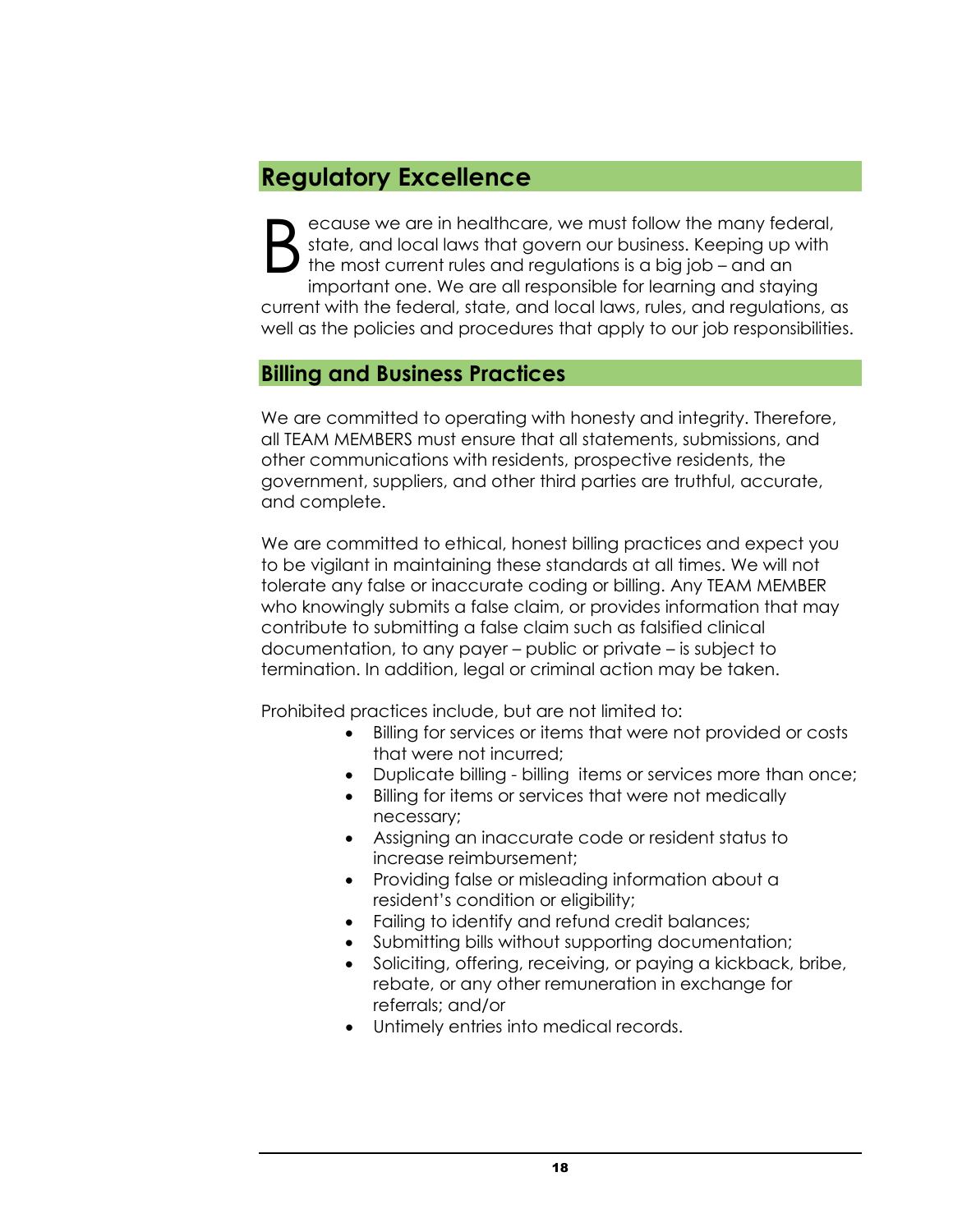## Regulatory Excellence

Because we are in healthcare, we must follow the many federal, state, and local laws that govern our business. Keeping up with the most current rules and regulations is a big job – and an important one. We are all responsible for learning and staying current with the federal, state, and local laws, rules, and regulations, as well as the policies and procedures that apply to our job responsibilities.

## Billing and Business Practices

We are committed to operating with honesty and integrity. Therefore, all TEAM MEMBERS must ensure that all statements, submissions, and other communications with residents, prospective residents, the government, suppliers, and other third parties are truthful, accurate, and complete.

We are committed to ethical, honest billing practices and expect you to be vigilant in maintaining these standards at all times. We will not tolerate any false or inaccurate coding or billing. Any TEAM MEMBER who knowingly submits a false claim, or provides information that may contribute to submitting a false claim such as falsified clinical documentation, to any payer – public or private – is subject to termination. In addition, legal or criminal action may be taken.

Prohibited practices include, but are not limited to:

- Billing for services or items that were not provided or costs that were not incurred;
- Duplicate billing - billing items or services more than once;
- Billing for items or services that were not medically necessary;
- Assigning an inaccurate code or resident status to increase reimbursement;
- Providing false or misleading information about a resident's condition or eligibility;
- Failing to identify and refund credit balances;
- Submitting bills without supporting documentation;
- Soliciting, offering, receiving, or paying a kickback, bribe, rebate, or any other remuneration in exchange for referrals; and/or
- Untimely entries into medical records.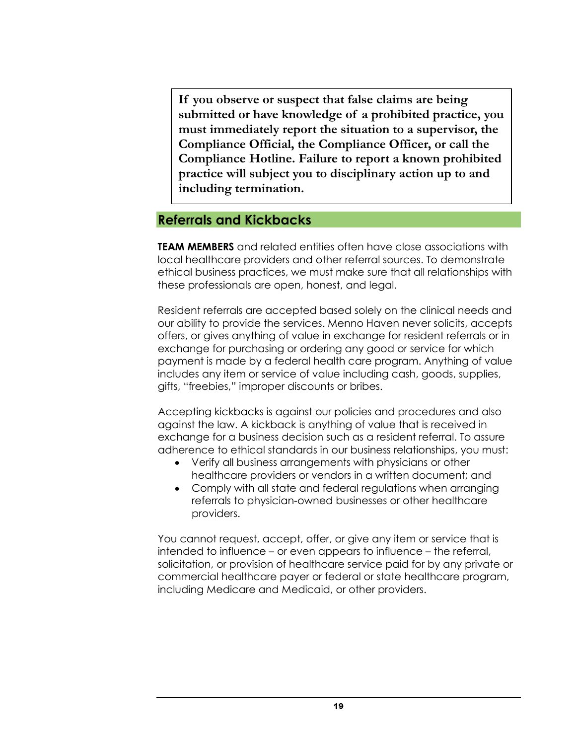**If you observe or suspect that false claims are being submitted or have knowledge of a prohibited practice, you must immediately report the situation to a supervisor, the Compliance Official, the Compliance Officer, or call the Compliance Hotline. Failure to report a known prohibited practice will subject you to disciplinary action up to and including termination.**

## Referrals and Kickbacks

**TEAM MEMBERS** and related entities often have close associations with local healthcare providers and other referral sources. To demonstrate ethical business practices, we must make sure that all relationships with these professionals are open, honest, and legal.

Resident referrals are accepted based solely on the clinical needs and our ability to provide the services. Menno Haven never solicits, accepts offers, or gives anything of value in exchange for resident referrals or in exchange for purchasing or ordering any good or service for which payment is made by a federal health care program. Anything of value includes any item or service of value including cash, goods, supplies, gifts, "freebies," improper discounts or bribes.

Accepting kickbacks is against our policies and procedures and also against the law. A kickback is anything of value that is received in exchange for a business decision such as a resident referral. To assure adherence to ethical standards in our business relationships, you must:

- Verify all business arrangements with physicians or other healthcare providers or vendors in a written document; and
- Comply with all state and federal regulations when arranging referrals to physician-owned businesses or other healthcare providers.

You cannot request, accept, offer, or give any item or service that is intended to influence – or even appears to influence – the referral, solicitation, or provision of healthcare service paid for by any private or commercial healthcare payer or federal or state healthcare program, including Medicare and Medicaid, or other providers.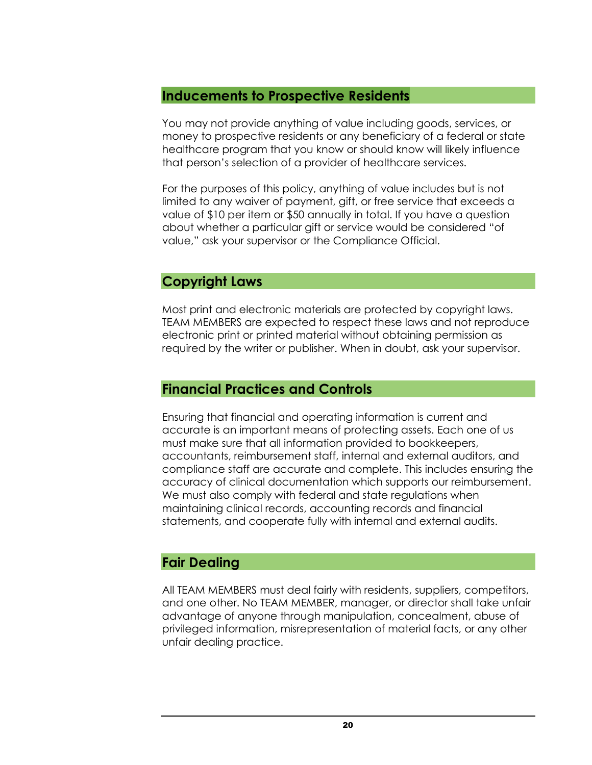## Inducements to Prospective Residents

You may not provide anything of value including goods, services, or money to prospective residents or any beneficiary of a federal or state healthcare program that you know or should know will likely influence that person's selection of a provider of healthcare services.

For the purposes of this policy, anything of value includes but is not limited to any waiver of payment, gift, or free service that exceeds a value of $10 per item or $50 annually in total. If you have a question about whether a particular gift or service would be considered "of value," ask your supervisor or the Compliance Official.

## Copyright Laws

Most print and electronic materials are protected by copyright laws. TEAM MEMBERS are expected to respect these laws and not reproduce electronic print or printed material without obtaining permission as required by the writer or publisher. When in doubt, ask your supervisor.

## Financial Practices and Controls

Ensuring that financial and operating information is current and accurate is an important means of protecting assets. Each one of us must make sure that all information provided to bookkeepers, accountants, reimbursement staff, internal and external auditors, and compliance staff are accurate and complete. This includes ensuring the accuracy of clinical documentation which supports our reimbursement. We must also comply with federal and state regulations when maintaining clinical records, accounting records and financial statements, and cooperate fully with internal and external audits.

## Fair Dealing

All TEAM MEMBERS must deal fairly with residents, suppliers, competitors, and one other. No TEAM MEMBER, manager, or director shall take unfair advantage of anyone through manipulation, concealment, abuse of privileged information, misrepresentation of material facts, or any other unfair dealing practice.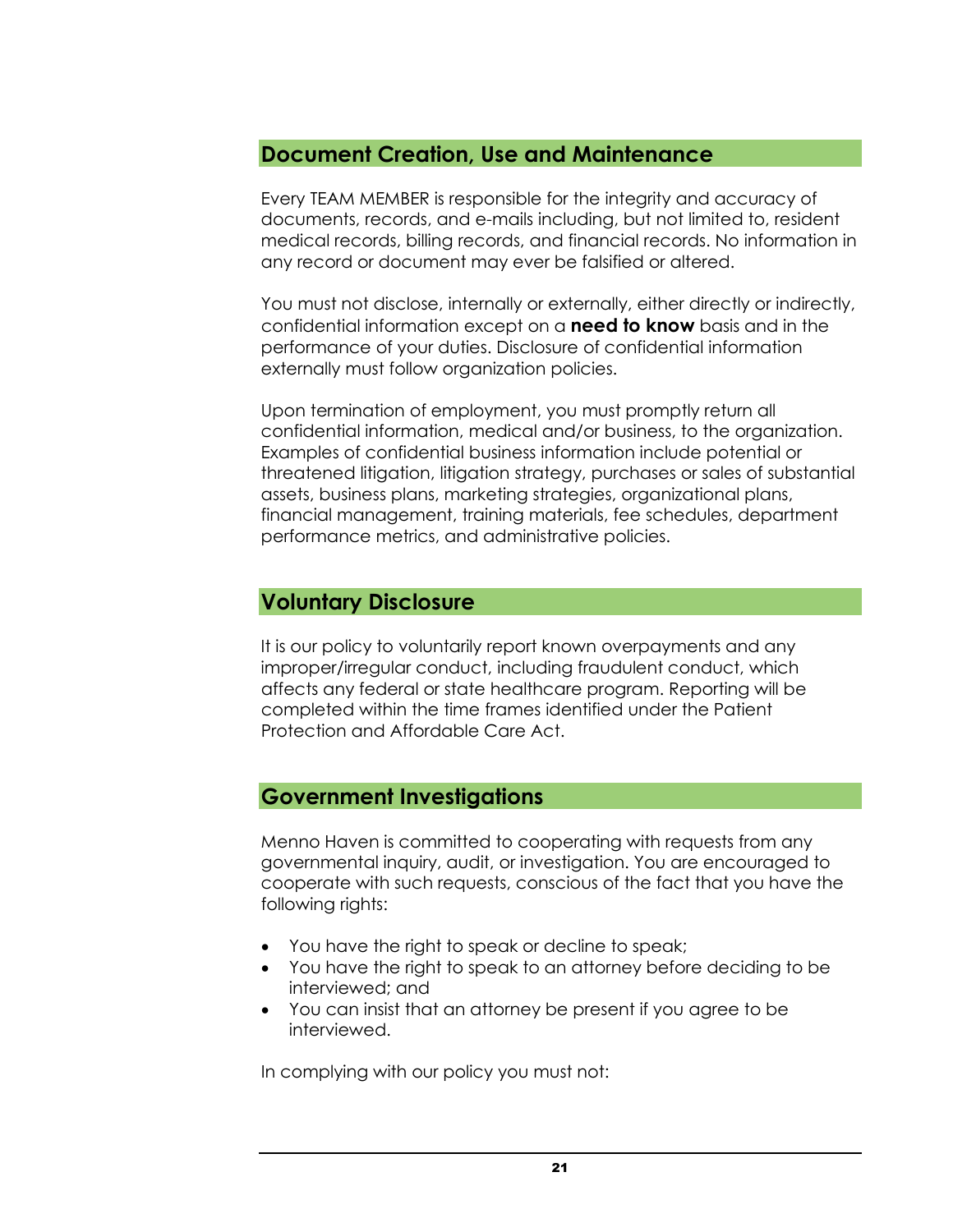## Document Creation, Use and Maintenance

Every TEAM MEMBER is responsible for the integrity and accuracy of documents, records, and e-mails including, but not limited to, resident medical records, billing records, and financial records. No information in any record or document may ever be falsified or altered.

You must not disclose, internally or externally, either directly or indirectly, confidential information except on a **need to know** basis and in the performance of your duties. Disclosure of confidential information externally must follow organization policies.

Upon termination of employment, you must promptly return all confidential information, medical and/or business, to the organization. Examples of confidential business information include potential or threatened litigation, litigation strategy, purchases or sales of substantial assets, business plans, marketing strategies, organizational plans, financial management, training materials, fee schedules, department performance metrics, and administrative policies.

## Voluntary Disclosure

It is our policy to voluntarily report known overpayments and any improper/irregular conduct, including fraudulent conduct, which affects any federal or state healthcare program. Reporting will be completed within the time frames identified under the Patient Protection and Affordable Care Act.

## Government Investigations

Menno Haven is committed to cooperating with requests from any governmental inquiry, audit, or investigation. You are encouraged to cooperate with such requests, conscious of the fact that you have the following rights:

- You have the right to speak or decline to speak;
- You have the right to speak to an attorney before deciding to be interviewed; and
- You can insist that an attorney be present if you agree to be interviewed.

In complying with our policy you must not: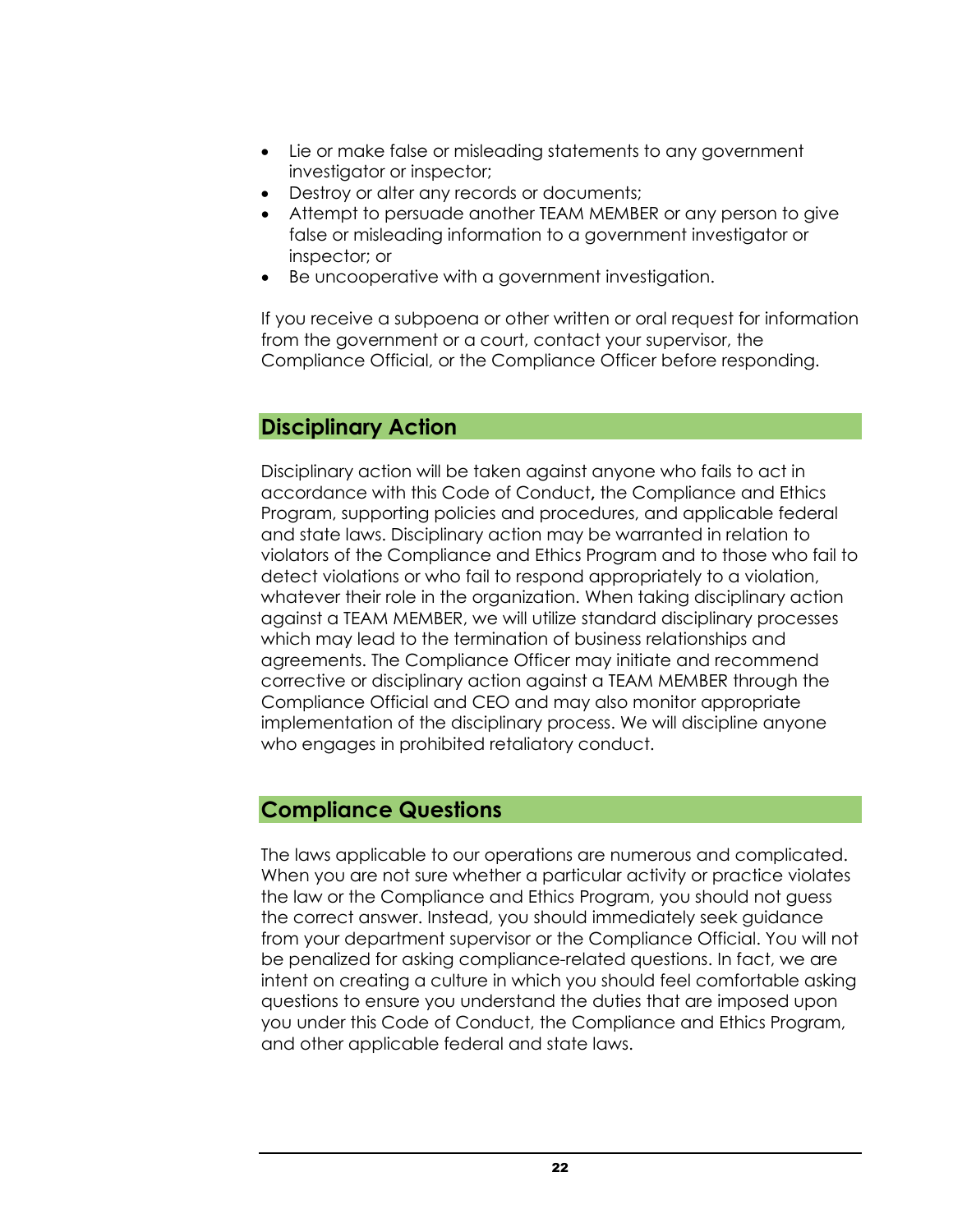- Lie or make false or misleading statements to any government investigator or inspector;
- Destroy or alter any records or documents;
- Attempt to persuade another TEAM MEMBER or any person to give false or misleading information to a government investigator or inspector; or
- Be uncooperative with a government investigation.

If you receive a subpoena or other written or oral request for information from the government or a court, contact your supervisor, the Compliance Official, or the Compliance Officer before responding.

## Disciplinary Action

Disciplinary action will be taken against anyone who fails to act in accordance with this Code of Conduct**,** the Compliance and Ethics Program, supporting policies and procedures, and applicable federal and state laws. Disciplinary action may be warranted in relation to violators of the Compliance and Ethics Program and to those who fail to detect violations or who fail to respond appropriately to a violation, whatever their role in the organization. When taking disciplinary action against a TEAM MEMBER, we will utilize standard disciplinary processes which may lead to the termination of business relationships and agreements. The Compliance Officer may initiate and recommend corrective or disciplinary action against a TEAM MEMBER through the Compliance Official and CEO and may also monitor appropriate implementation of the disciplinary process. We will discipline anyone who engages in prohibited retaliatory conduct.

## Compliance Questions

The laws applicable to our operations are numerous and complicated. When you are not sure whether a particular activity or practice violates the law or the Compliance and Ethics Program, you should not guess the correct answer. Instead, you should immediately seek guidance from your department supervisor or the Compliance Official. You will not be penalized for asking compliance-related questions. In fact, we are intent on creating a culture in which you should feel comfortable asking questions to ensure you understand the duties that are imposed upon you under this Code of Conduct, the Compliance and Ethics Program, and other applicable federal and state laws.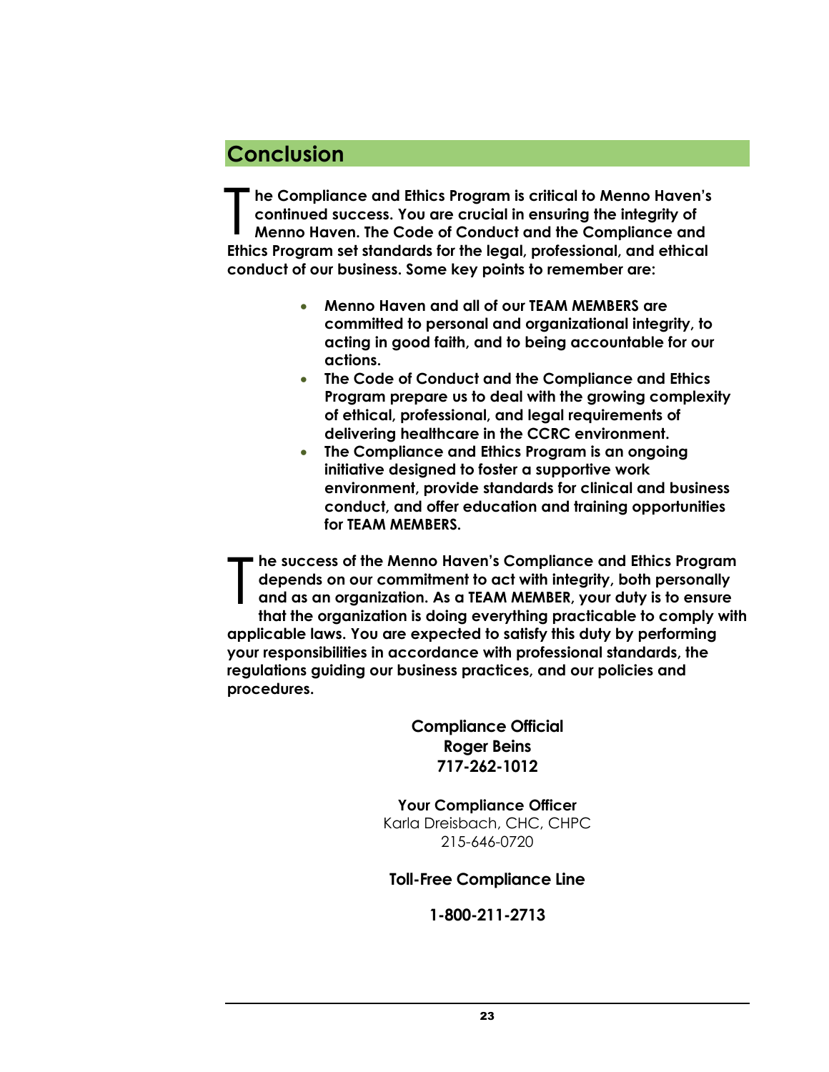## Conclusion

**The Compliance and Ethics Program is critical to Menno Haven's continued success. You are crucial in ensuring the integrity of Menno Haven. The Code of Conduct and the Compliance and Ethics Program set standards for the legal, professional, and ethical conduct of our business. Some key points to remember are:**

- **Menno Haven and all of our TEAM MEMBERS are committed to personal and organizational integrity, to acting in good faith, and to being accountable for our actions.**
- **The Code of Conduct and the Compliance and Ethics Program prepare us to deal with the growing complexity of ethical, professional, and legal requirements of delivering healthcare in the CCRC environment.**
- **The Compliance and Ethics Program is an ongoing initiative designed to foster a supportive work environment, provide standards for clinical and business conduct, and offer education and training opportunities for TEAM MEMBERS.**

**The success of the Menno Haven's Compliance and Ethics Program depends on our commitment to act with integrity, both personally and as an organization. As a TEAM MEMBER, your duty is to ensure that the organization is doing everything practicable to comply with applicable laws. You are expected to satisfy this duty by performing your responsibilities in accordance with professional standards, the regulations guiding our business practices, and our policies and procedures.**

**Compliance Official**
**Roger Beins**
**717-262-1012**

**Your Compliance Officer**
Karla Dreisbach, CHC, CHPC
215-646-0720

**Toll-Free Compliance Line**

**1-800-211-2713**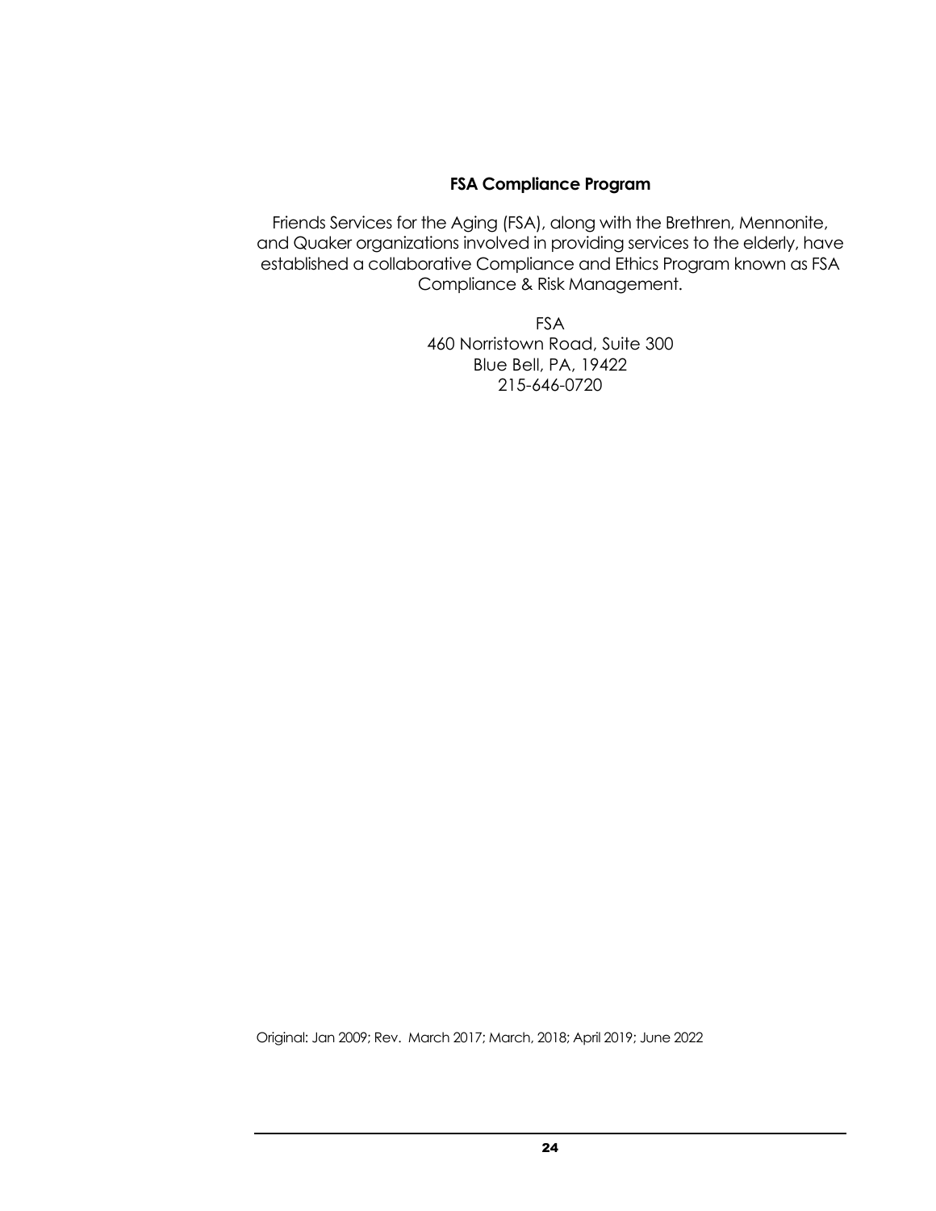**FSA Compliance Program**

Friends Services for the Aging (FSA), along with the Brethren, Mennonite, and Quaker organizations involved in providing services to the elderly, have established a collaborative Compliance and Ethics Program known as FSA Compliance & Risk Management.

FSA
460 Norristown Road, Suite 300
Blue Bell, PA, 19422
215-646-0720

Original: Jan 2009; Rev. March 2017; March, 2018; April 2019; June 2022